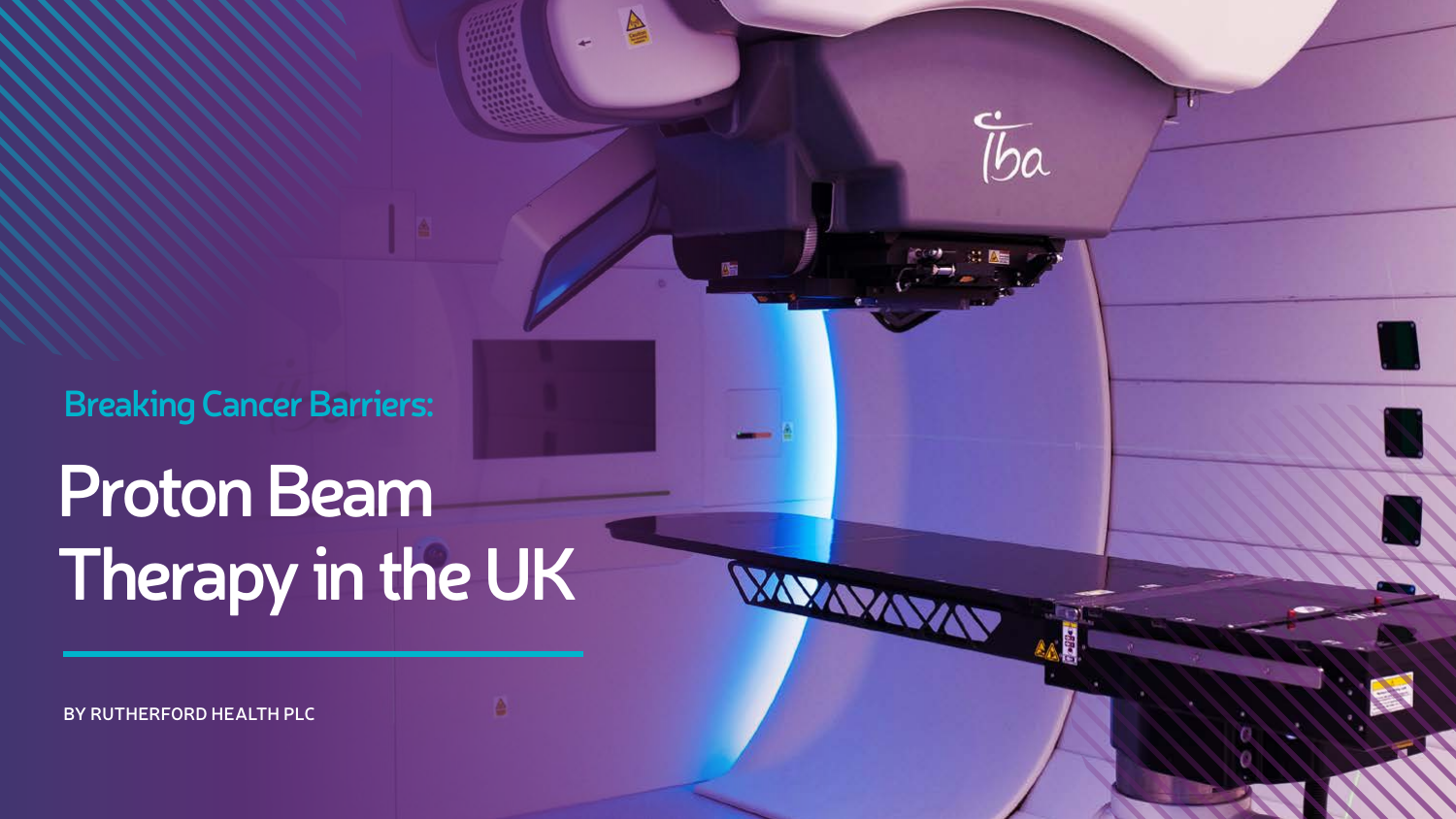Breaking Cancer Barriers:

# Proton Beam Therapy in the UK

BY RUTHERFORD HEALTH PLC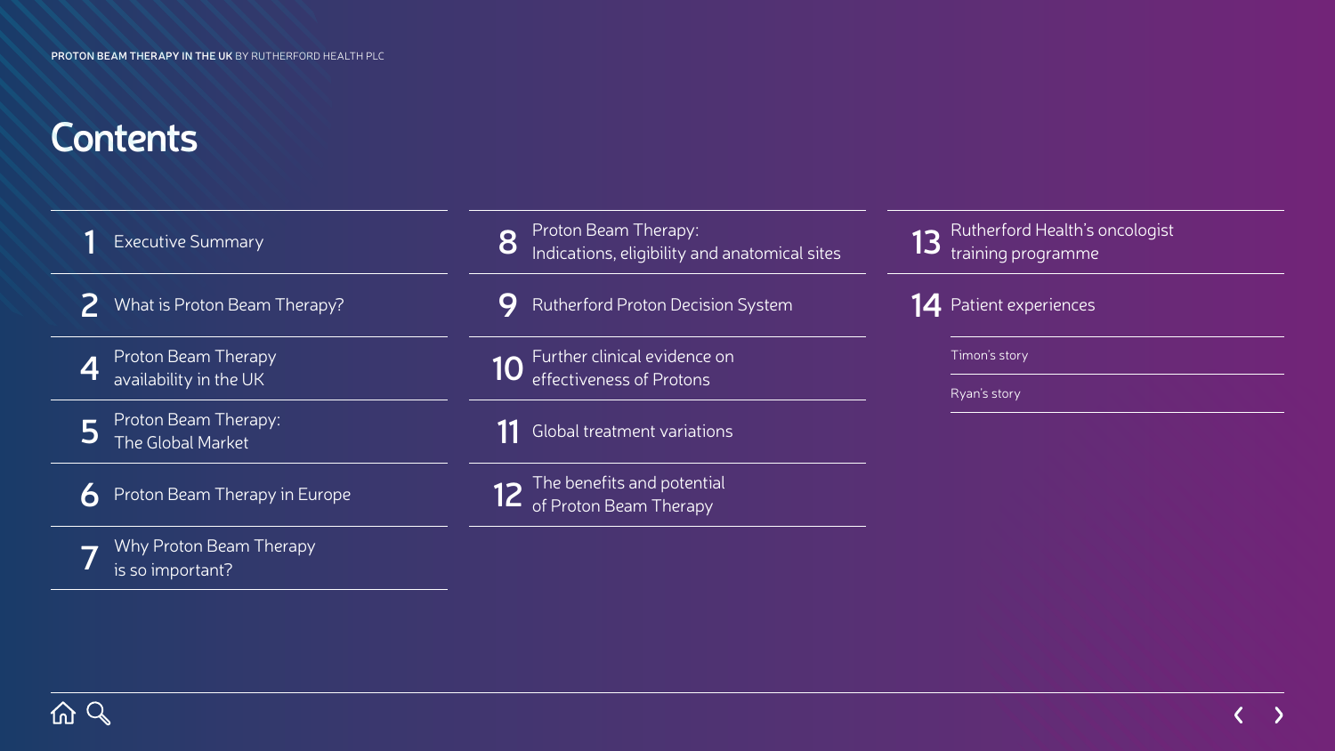# Contents

1 Executive Summary

2 What is Proton Beam Therapy?

4 Proton Beam Therapy availability in the UK

5 Proton Beam Therapy: The Global Market

6 Proton Beam Therapy in Europe

7 Why Proton Beam Therapy is so important?

8 Proton Beam Therapy: Indications, eligibility and anatomical sites

9 Rutherford Proton Decision System

10 Further clinical evidence on effectiveness of Protons

11 Global treatment variations

12 The benefits and potential of Proton Beam Therapy

13 Rutherford Health's oncologist training programme

14 Patient experiences

- Timon's story
- Ryan's story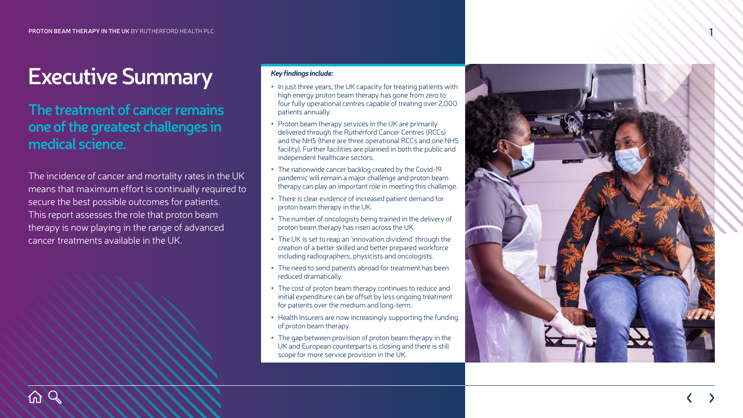# Executive Summary

## The treatment of cancer remains one of the greatest challenges in medical science.

The incidence of cancer and mortality rates in the UK means that maximum effort is continually required to secure the best possible outcomes for patients. This report assesses the role that proton beam therapy is now playing in the range of advanced cancer treatments available in the UK.

***Key findings include:***

- In just three years, the UK capacity for treating patients with high energy proton beam therapy has gone from zero to four fully operational centres capable of treating over 2,000 patients annually.
- Proton beam therapy services in the UK are primarily delivered through the Rutherford Cancer Centres (RCCs) and the NHS (there are three operational RCCs and one NHS facility). Further facilities are planned in both the public and independent healthcare sectors.
- The nationwide cancer backlog created by the Covid-19 pandemic will remain a major challenge and proton beam therapy can play an important role in meeting this challenge.
- There is clear evidence of increased patient demand for proton beam therapy in the UK.
- The number of oncologists being trained in the delivery of proton beam therapy has risen across the UK.
- The UK is set to reap an 'innovation dividend' through the creation of a better skilled and better prepared workforce including radiographers, physicists and oncologists.
- The need to send patients abroad for treatment has been reduced dramatically.
- The cost of proton beam therapy continues to reduce and initial expenditure can be offset by less ongoing treatment for patients over the medium and long-term.
- Health Insurers are now increasingly supporting the funding of proton beam therapy.
- The gap between provision of proton beam therapy in the UK and European counterparts is closing and there is still scope for more service provision in the UK.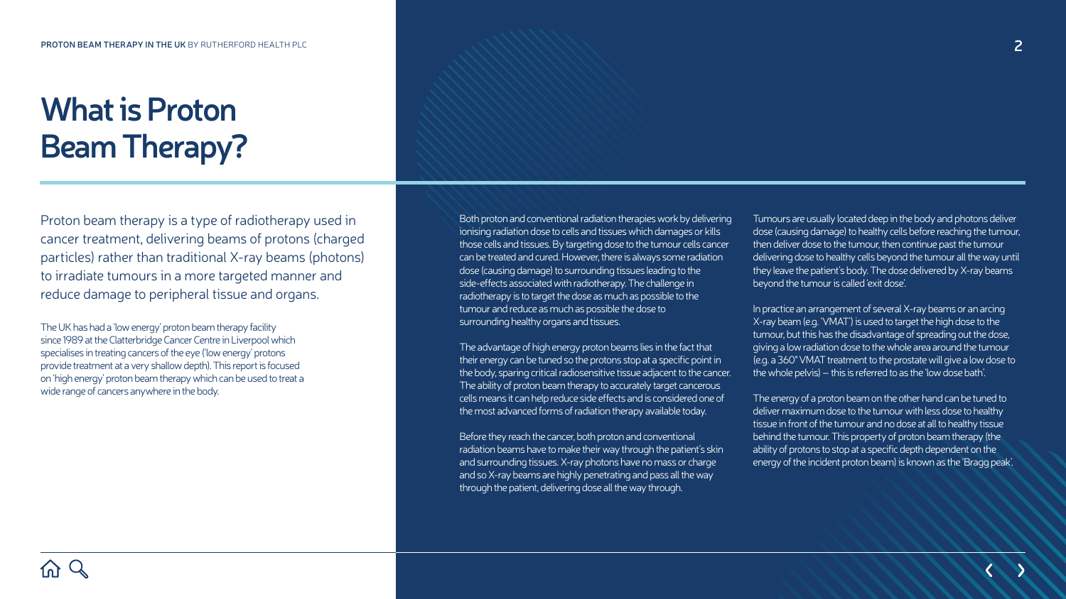# What is Proton Beam Therapy?

Proton beam therapy is a type of radiotherapy used in cancer treatment, delivering beams of protons (charged particles) rather than traditional X-ray beams (photons) to irradiate tumours in a more targeted manner and reduce damage to peripheral tissue and organs.

The UK has had a 'low energy' proton beam therapy facility since 1989 at the Clatterbridge Cancer Centre in Liverpool which specialises in treating cancers of the eye ('low energy' protons provide treatment at a very shallow depth). This report is focused on 'high energy' proton beam therapy which can be used to treat a wide range of cancers anywhere in the body.

Both proton and conventional radiation therapies work by delivering ionising radiation dose to cells and tissues which damages or kills those cells and tissues. By targeting dose to the tumour cells cancer can be treated and cured. However, there is always some radiation dose (causing damage) to surrounding tissues leading to the side-effects associated with radiotherapy. The challenge in radiotherapy is to target the dose as much as possible to the tumour and reduce as much as possible the dose to surrounding healthy organs and tissues.

The advantage of high energy proton beams lies in the fact that their energy can be tuned so the protons stop at a specific point in the body, sparing critical radiosensitive tissue adjacent to the cancer. The ability of proton beam therapy to accurately target cancerous cells means it can help reduce side effects and is considered one of the most advanced forms of radiation therapy available today.

Before they reach the cancer, both proton and conventional radiation beams have to make their way through the patient's skin and surrounding tissues. X-ray photons have no mass or charge and so X-ray beams are highly penetrating and pass all the way through the patient, delivering dose all the way through.

Tumours are usually located deep in the body and photons deliver dose (causing damage) to healthy cells before reaching the tumour, then deliver dose to the tumour, then continue past the tumour delivering dose to healthy cells beyond the tumour all the way until they leave the patient's body. The dose delivered by X-ray beams beyond the tumour is called 'exit dose'.

In practice an arrangement of several X-ray beams or an arcing X-ray beam (e.g. 'VMAT') is used to target the high dose to the tumour, but this has the disadvantage of spreading out the dose, giving a low radiation dose to the whole area around the tumour (e.g. a 360° VMAT treatment to the prostate will give a low dose to the whole pelvis) – this is referred to as the 'low dose bath'.

The energy of a proton beam on the other hand can be tuned to deliver maximum dose to the tumour with less dose to healthy tissue in front of the tumour and no dose at all to healthy tissue behind the tumour. This property of proton beam therapy (the ability of protons to stop at a specific depth dependent on the energy of the incident proton beam) is known as the 'Bragg peak'.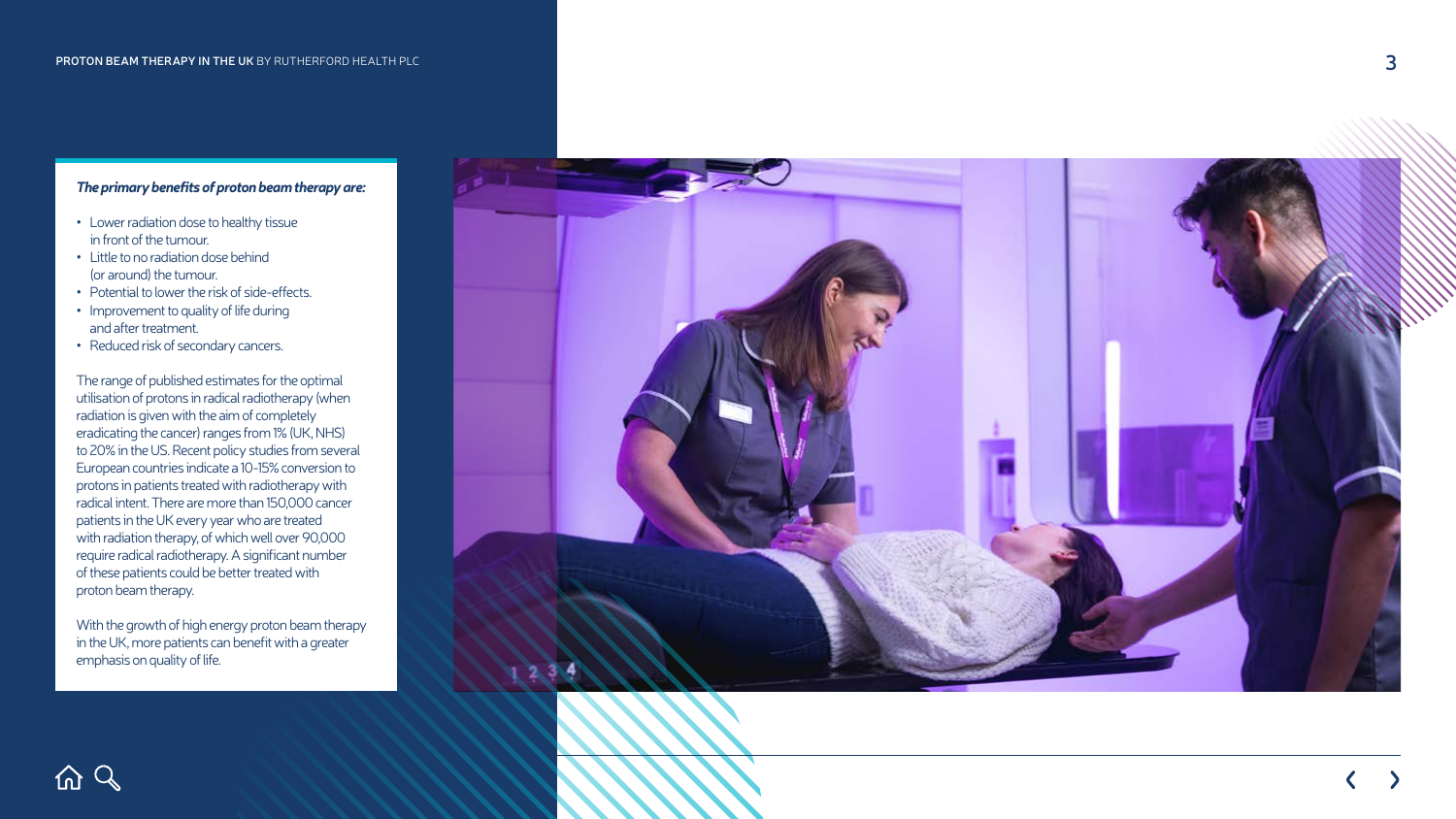***The primary benefits of proton beam therapy are:***

- Lower radiation dose to healthy tissue in front of the tumour.
- Little to no radiation dose behind (or around) the tumour.
- Potential to lower the risk of side-effects.
- Improvement to quality of life during and after treatment.
- Reduced risk of secondary cancers.

The range of published estimates for the optimal utilisation of protons in radical radiotherapy (when radiation is given with the aim of completely eradicating the cancer) ranges from 1% (UK, NHS) to 20% in the US. Recent policy studies from several European countries indicate a 10-15% conversion to protons in patients treated with radiotherapy with radical intent. There are more than 150,000 cancer patients in the UK every year who are treated with radiation therapy, of which well over 90,000 require radical radiotherapy. A significant number of these patients could be better treated with proton beam therapy.

With the growth of high energy proton beam therapy in the UK, more patients can benefit with a greater emphasis on quality of life.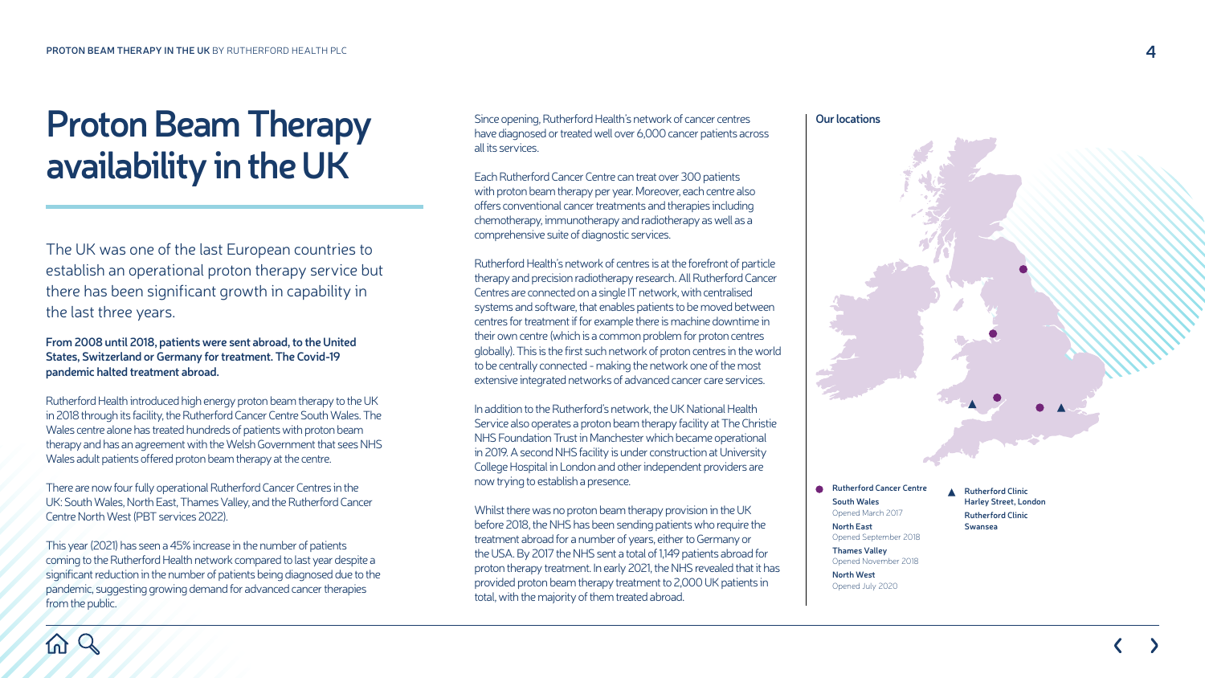# Proton Beam Therapy availability in the UK

The UK was one of the last European countries to establish an operational proton therapy service but there has been significant growth in capability in the last three years.

**From 2008 until 2018, patients were sent abroad, to the United States, Switzerland or Germany for treatment. The Covid-19 pandemic halted treatment abroad.**

Rutherford Health introduced high energy proton beam therapy to the UK in 2018 through its facility, the Rutherford Cancer Centre South Wales. The Wales centre alone has treated hundreds of patients with proton beam therapy and has an agreement with the Welsh Government that sees NHS Wales adult patients offered proton beam therapy at the centre.

There are now four fully operational Rutherford Cancer Centres in the UK: South Wales, North East, Thames Valley, and the Rutherford Cancer Centre North West (PBT services 2022).

This year (2021) has seen a 45% increase in the number of patients coming to the Rutherford Health network compared to last year despite a significant reduction in the number of patients being diagnosed due to the pandemic, suggesting growing demand for advanced cancer therapies from the public.

Since opening, Rutherford Health's network of cancer centres have diagnosed or treated well over 6,000 cancer patients across all its services.

Each Rutherford Cancer Centre can treat over 300 patients with proton beam therapy per year. Moreover, each centre also offers conventional cancer treatments and therapies including chemotherapy, immunotherapy and radiotherapy as well as a comprehensive suite of diagnostic services.

Rutherford Health's network of centres is at the forefront of particle therapy and precision radiotherapy research. All Rutherford Cancer Centres are connected on a single IT network, with centralised systems and software, that enables patients to be moved between centres for treatment if for example there is machine downtime in their own centre (which is a common problem for proton centres globally). This is the first such network of proton centres in the world to be centrally connected - making the network one of the most extensive integrated networks of advanced cancer care services.

In addition to the Rutherford's network, the UK National Health Service also operates a proton beam therapy facility at The Christie NHS Foundation Trust in Manchester which became operational in 2019. A second NHS facility is under construction at University College Hospital in London and other independent providers are now trying to establish a presence.

Whilst there was no proton beam therapy provision in the UK before 2018, the NHS has been sending patients who require the treatment abroad for a number of years, either to Germany or the USA. By 2017 the NHS sent a total of 1,149 patients abroad for proton therapy treatment. In early 2021, the NHS revealed that it has provided proton beam therapy treatment to 2,000 UK patients in total, with the majority of them treated abroad.

## Our locations

**● Rutherford Cancer Centre**

- **South Wales** – Opened March 2017
- **North East** – Opened September 2018
- **Thames Valley** – Opened November 2018
- **North West** – Opened July 2020

**▲ Rutherford Clinic**

- **Harley Street, London**
- **Rutherford Clinic Swansea**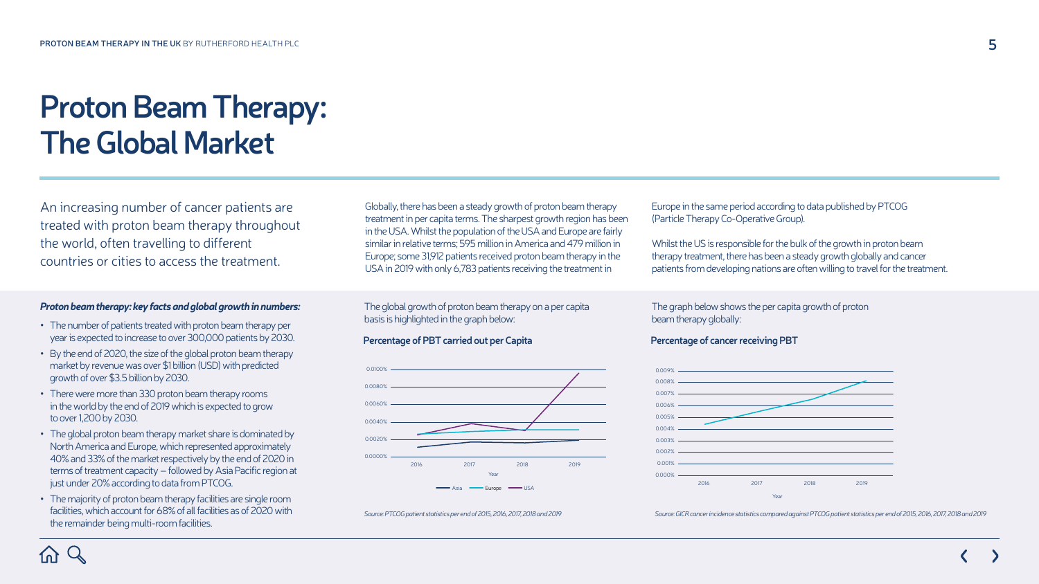# Proton Beam Therapy: The Global Market

An increasing number of cancer patients are treated with proton beam therapy throughout the world, often travelling to different countries or cities to access the treatment.

Globally, there has been a steady growth of proton beam therapy treatment in per capita terms. The sharpest growth region has been in the USA. Whilst the population of the USA and Europe are fairly similar in relative terms; 595 million in America and 479 million in Europe; some 31,912 patients received proton beam therapy in the USA in 2019 with only 6,783 patients receiving the treatment in Europe in the same period according to data published by PTCOG (Particle Therapy Co-Operative Group).

Whilst the US is responsible for the bulk of the growth in proton beam therapy treatment, there has been a steady growth globally and cancer patients from developing nations are often willing to travel for the treatment.

***Proton beam therapy: key facts and global growth in numbers:***

- The number of patients treated with proton beam therapy per year is expected to increase to over 300,000 patients by 2030.
- By the end of 2020, the size of the global proton beam therapy market by revenue was over $1 billion (USD) with predicted growth of over $3.5 billion by 2030.
- There were more than 330 proton beam therapy rooms in the world by the end of 2019 which is expected to grow to over 1,200 by 2030.
- The global proton beam therapy market share is dominated by North America and Europe, which represented approximately 40% and 33% of the market respectively by the end of 2020 in terms of treatment capacity – followed by Asia Pacific region at just under 20% according to data from PTCOG.
- The majority of proton beam therapy facilities are single room facilities, which account for 68% of all facilities as of 2020 with the remainder being multi-room facilities.

The global growth of proton beam therapy on a per capita basis is highlighted in the graph below:

**Percentage of PBT carried out per Capita**

*Source: PTCOG patient statistics per end of 2015, 2016, 2017, 2018 and 2019*

The graph below shows the per capita growth of proton beam therapy globally:

**Percentage of cancer receiving PBT**

*Source: GICR cancer incidence statistics compared against PTCOG patient statistics per end of 2015, 2016, 2017, 2018 and 2019*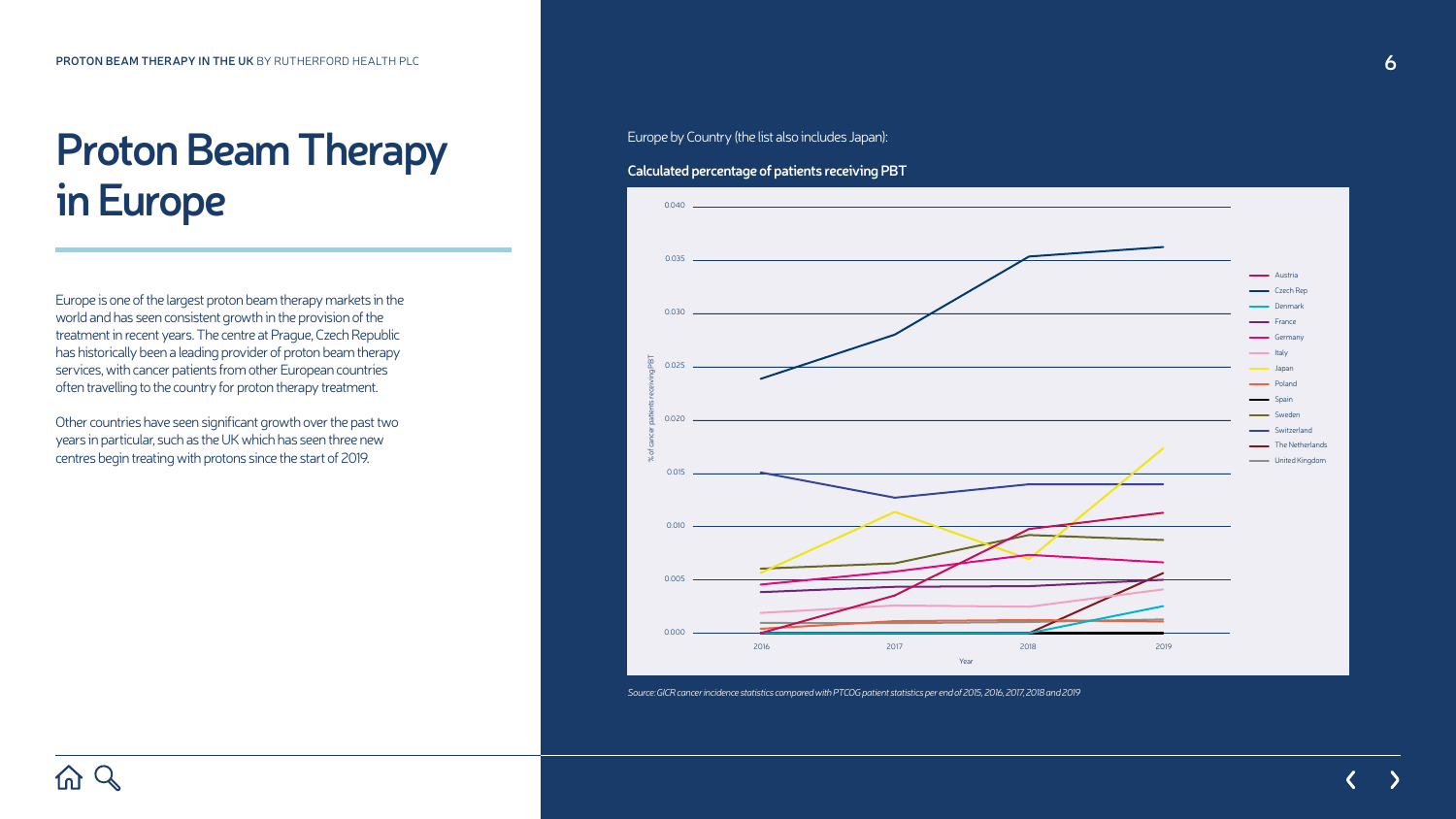# Proton Beam Therapy in Europe

Europe is one of the largest proton beam therapy markets in the world and has seen consistent growth in the provision of the treatment in recent years. The centre at Prague, Czech Republic has historically been a leading provider of proton beam therapy services, with cancer patients from other European countries often travelling to the country for proton therapy treatment.

Other countries have seen significant growth over the past two years in particular, such as the UK which has seen three new centres begin treating with protons since the start of 2019.

Europe by Country (the list also includes Japan):

**Calculated percentage of patients receiving PBT**

*Source: GICR cancer incidence statistics compared with PTCOG patient statistics per end of 2015, 2016, 2017, 2018 and 2019*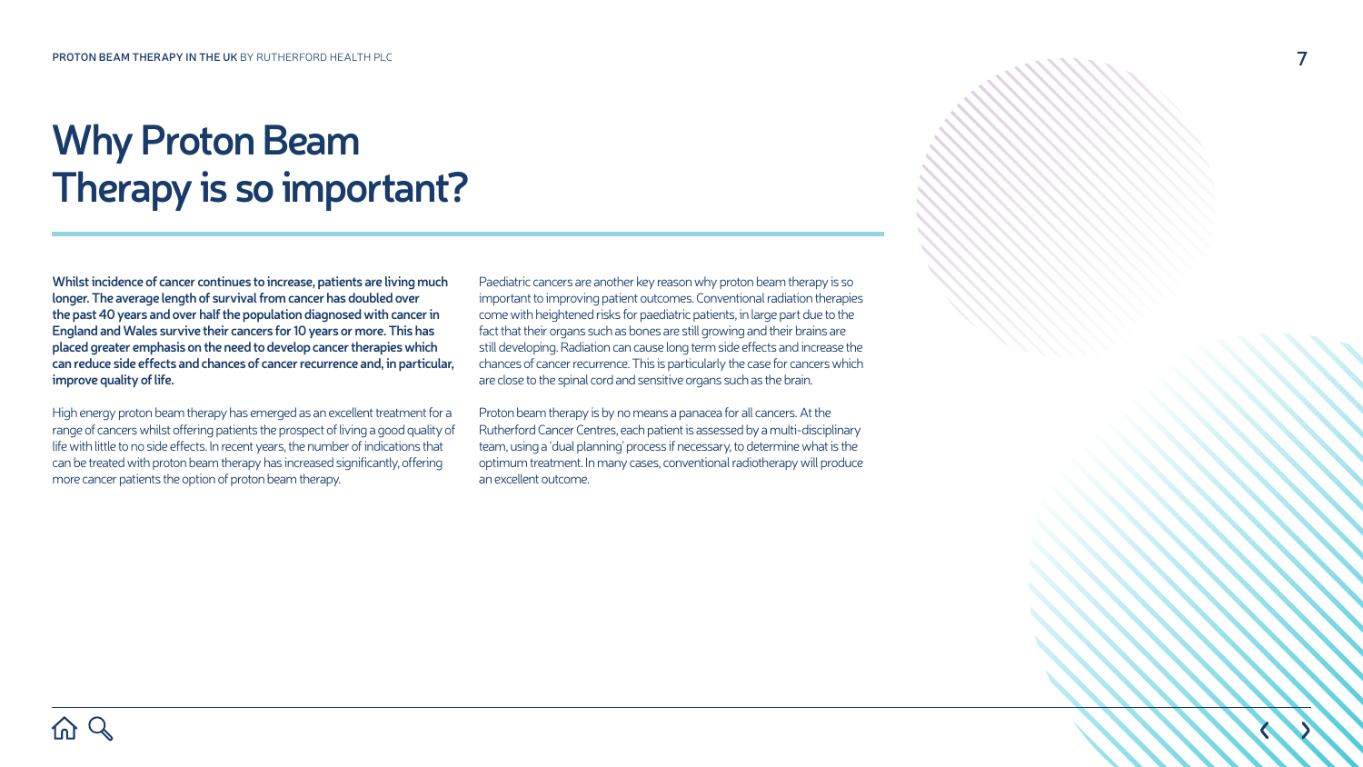# Why Proton Beam Therapy is so important?

**Whilst incidence of cancer continues to increase, patients are living much longer. The average length of survival from cancer has doubled over the past 40 years and over half the population diagnosed with cancer in England and Wales survive their cancers for 10 years or more. This has placed greater emphasis on the need to develop cancer therapies which can reduce side effects and chances of cancer recurrence and, in particular, improve quality of life.**

High energy proton beam therapy has emerged as an excellent treatment for a range of cancers whilst offering patients the prospect of living a good quality of life with little to no side effects. In recent years, the number of indications that can be treated with proton beam therapy has increased significantly, offering more cancer patients the option of proton beam therapy.

Paediatric cancers are another key reason why proton beam therapy is so important to improving patient outcomes. Conventional radiation therapies come with heightened risks for paediatric patients, in large part due to the fact that their organs such as bones are still growing and their brains are still developing. Radiation can cause long term side effects and increase the chances of cancer recurrence. This is particularly the case for cancers which are close to the spinal cord and sensitive organs such as the brain.

Proton beam therapy is by no means a panacea for all cancers. At the Rutherford Cancer Centres, each patient is assessed by a multi-disciplinary team, using a 'dual planning' process if necessary, to determine what is the optimum treatment. In many cases, conventional radiotherapy will produce an excellent outcome.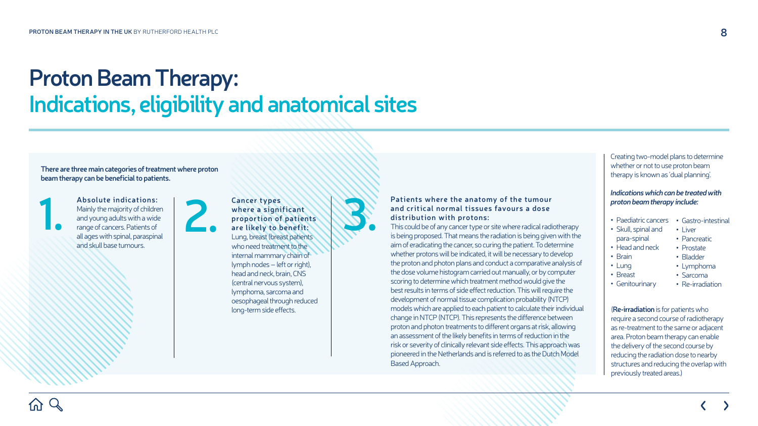# Proton Beam Therapy:
## Indications, eligibility and anatomical sites

**There are three main categories of treatment where proton beam therapy can be beneficial to patients.**

**1. Absolute indications:**
Mainly the majority of children and young adults with a wide range of cancers. Patients of all ages with spinal, paraspinal and skull base tumours.

**2. Cancer types where a significant proportion of patients are likely to benefit:**
Lung, breast (breast patients who need treatment to the internal mammary chain of lymph nodes – left or right), head and neck, brain, CNS (central nervous system), lymphoma, sarcoma and oesophageal through reduced long-term side effects.

**3. Patients where the anatomy of the tumour and critical normal tissues favours a dose distribution with protons:**
This could be of any cancer type or site where radical radiotherapy is being proposed. That means the radiation is being given with the aim of eradicating the cancer, so curing the patient. To determine whether protons will be indicated, it will be necessary to develop the proton and photon plans and conduct a comparative analysis of the dose volume histogram carried out manually, or by computer scoring to determine which treatment method would give the best results in terms of side effect reduction. This will require the development of normal tissue complication probability (NTCP) models which are applied to each patient to calculate their individual change in NTCP (NTCP). This represents the difference between proton and photon treatments to different organs at risk, allowing an assessment of the likely benefits in terms of reduction in the risk or severity of clinically relevant side effects. This approach was pioneered in the Netherlands and is referred to as the Dutch Model Based Approach.

Creating two-model plans to determine whether or not to use proton beam therapy is known as 'dual planning'.

***Indications which can be treated with proton beam therapy include:***

- Paediatric cancers
- Skull, spinal and para-spinal
- Head and neck
- Brain
- Lung
- Breast
- Genitourinary
- Gastro-intestinal
- Liver
- Pancreatic
- Prostate
- Bladder
- Lymphoma
- Sarcoma
- Re-irradiation

(**Re-irradiation** is for patients who require a second course of radiotherapy as re-treatment to the same or adjacent area. Proton beam therapy can enable the delivery of the second course by reducing the radiation dose to nearby structures and reducing the overlap with previously treated areas.)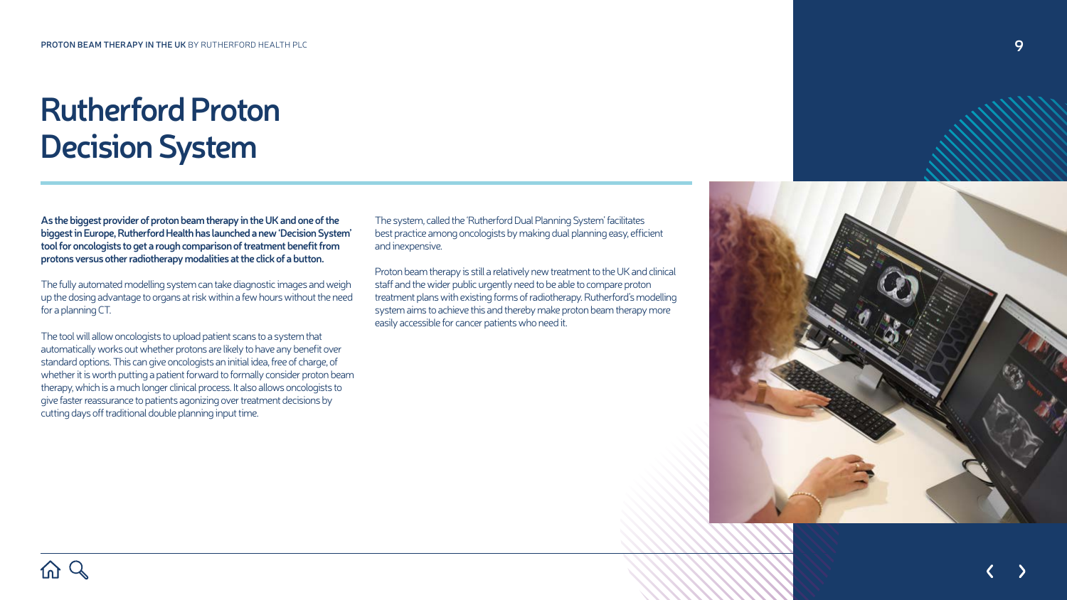# Rutherford Proton Decision System

**As the biggest provider of proton beam therapy in the UK and one of the biggest in Europe, Rutherford Health has launched a new 'Decision System' tool for oncologists to get a rough comparison of treatment benefit from protons versus other radiotherapy modalities at the click of a button.**

The fully automated modelling system can take diagnostic images and weigh up the dosing advantage to organs at risk within a few hours without the need for a planning CT.

The tool will allow oncologists to upload patient scans to a system that automatically works out whether protons are likely to have any benefit over standard options. This can give oncologists an initial idea, free of charge, of whether it is worth putting a patient forward to formally consider proton beam therapy, which is a much longer clinical process. It also allows oncologists to give faster reassurance to patients agonizing over treatment decisions by cutting days off traditional double planning input time.

The system, called the 'Rutherford Dual Planning System' facilitates best practice among oncologists by making dual planning easy, efficient and inexpensive.

Proton beam therapy is still a relatively new treatment to the UK and clinical staff and the wider public urgently need to be able to compare proton treatment plans with existing forms of radiotherapy. Rutherford's modelling system aims to achieve this and thereby make proton beam therapy more easily accessible for cancer patients who need it.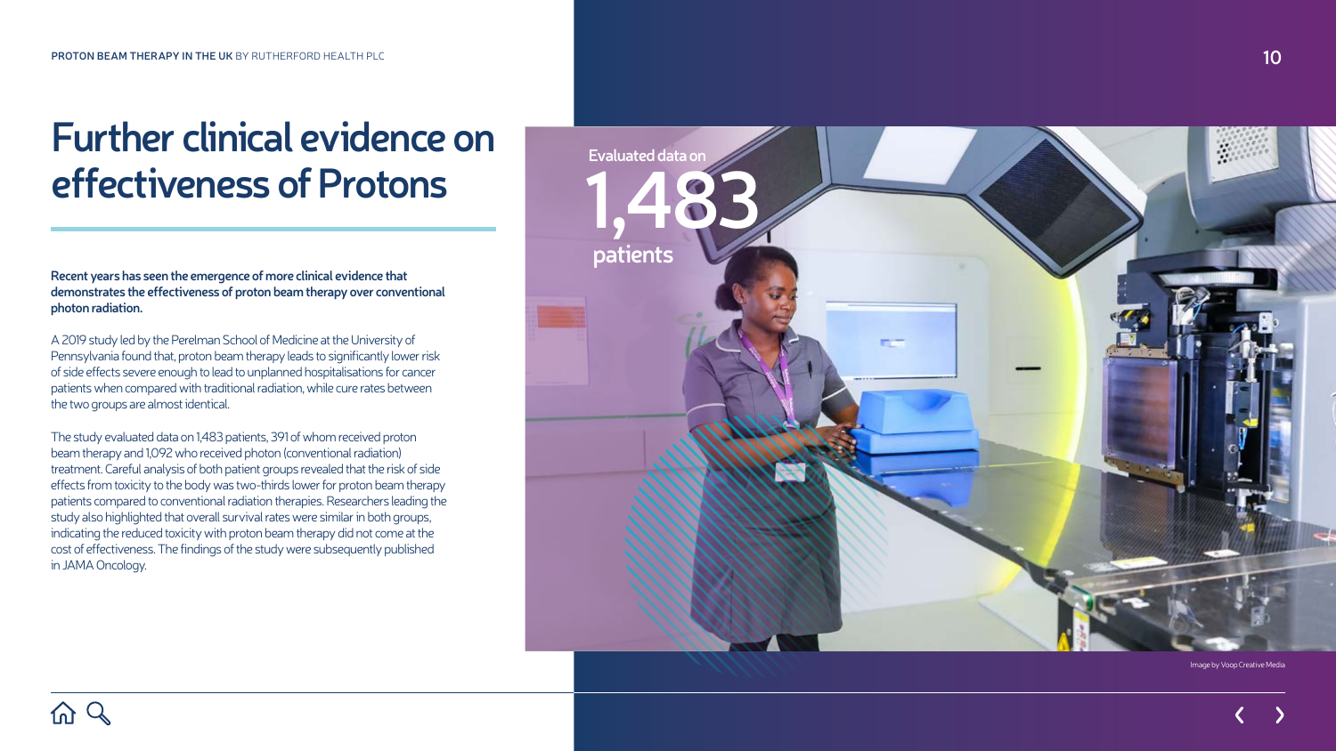# Further clinical evidence on effectiveness of Protons

**Recent years has seen the emergence of more clinical evidence that demonstrates the effectiveness of proton beam therapy over conventional photon radiation.**

A 2019 study led by the Perelman School of Medicine at the University of Pennsylvania found that, proton beam therapy leads to significantly lower risk of side effects severe enough to lead to unplanned hospitalisations for cancer patients when compared with traditional radiation, while cure rates between the two groups are almost identical.

The study evaluated data on 1,483 patients, 391 of whom received proton beam therapy and 1,092 who received photon (conventional radiation) treatment. Careful analysis of both patient groups revealed that the risk of side effects from toxicity to the body was two-thirds lower for proton beam therapy patients compared to conventional radiation therapies. Researchers leading the study also highlighted that overall survival rates were similar in both groups, indicating the reduced toxicity with proton beam therapy did not come at the cost of effectiveness. The findings of the study were subsequently published in JAMA Oncology.

Evaluated data on **1,483** patients

Image by Voop Creative Media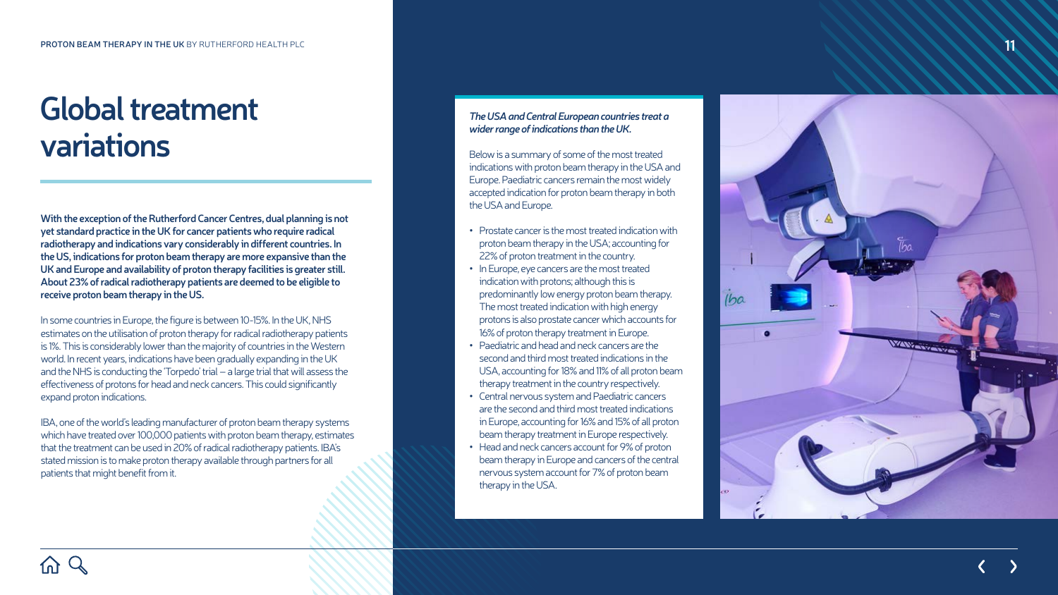# Global treatment variations

**With the exception of the Rutherford Cancer Centres, dual planning is not yet standard practice in the UK for cancer patients who require radical radiotherapy and indications vary considerably in different countries. In the US, indications for proton beam therapy are more expansive than the UK and Europe and availability of proton therapy facilities is greater still. About 23% of radical radiotherapy patients are deemed to be eligible to receive proton beam therapy in the US.**

In some countries in Europe, the figure is between 10-15%. In the UK, NHS estimates on the utilisation of proton therapy for radical radiotherapy patients is 1%. This is considerably lower than the majority of countries in the Western world. In recent years, indications have been gradually expanding in the UK and the NHS is conducting the 'Torpedo' trial – a large trial that will assess the effectiveness of protons for head and neck cancers. This could significantly expand proton indications.

IBA, one of the world's leading manufacturer of proton beam therapy systems which have treated over 100,000 patients with proton beam therapy, estimates that the treatment can be used in 20% of radical radiotherapy patients. IBA's stated mission is to make proton therapy available through partners for all patients that might benefit from it.

*The USA and Central European countries treat a wider range of indications than the UK.*

Below is a summary of some of the most treated indications with proton beam therapy in the USA and Europe. Paediatric cancers remain the most widely accepted indication for proton beam therapy in both the USA and Europe.

- Prostate cancer is the most treated indication with proton beam therapy in the USA; accounting for 22% of proton treatment in the country.
- In Europe, eye cancers are the most treated indication with protons; although this is predominantly low energy proton beam therapy. The most treated indication with high energy protons is also prostate cancer which accounts for 16% of proton therapy treatment in Europe.
- Paediatric and head and neck cancers are the second and third most treated indications in the USA, accounting for 18% and 11% of all proton beam therapy treatment in the country respectively.
- Central nervous system and Paediatric cancers are the second and third most treated indications in Europe, accounting for 16% and 15% of all proton beam therapy treatment in Europe respectively.
- Head and neck cancers account for 9% of proton beam therapy in Europe and cancers of the central nervous system account for 7% of proton beam therapy in the USA.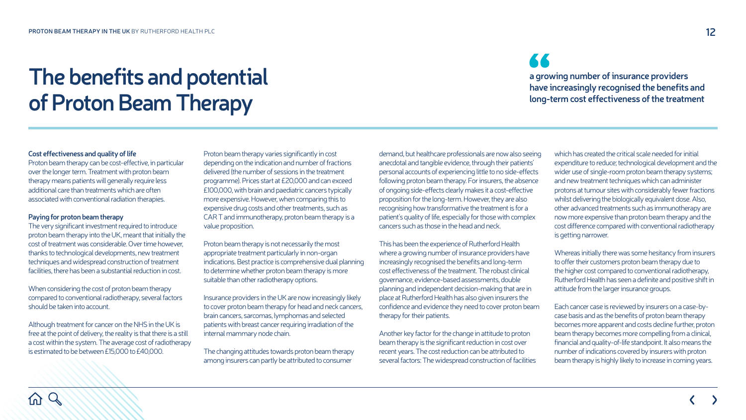# The benefits and potential of Proton Beam Therapy

> a growing number of insurance providers have increasingly recognised the benefits and long-term cost effectiveness of the treatment

**Cost effectiveness and quality of life**

Proton beam therapy can be cost-effective, in particular over the longer term. Treatment with proton beam therapy means patients will generally require less additional care than treatments which are often associated with conventional radiation therapies.

**Paying for proton beam therapy**

The very significant investment required to introduce proton beam therapy into the UK, meant that initially the cost of treatment was considerable. Over time however, thanks to technological developments, new treatment techniques and widespread construction of treatment facilities, there has been a substantial reduction in cost.

When considering the cost of proton beam therapy compared to conventional radiotherapy, several factors should be taken into account.

Although treatment for cancer on the NHS in the UK is free at the point of delivery, the reality is that there is a still a cost within the system. The average cost of radiotherapy is estimated to be between £15,000 to £40,000.

Proton beam therapy varies significantly in cost depending on the indication and number of fractions delivered (the number of sessions in the treatment programme). Prices start at £20,000 and can exceed £100,000, with brain and paediatric cancers typically more expensive. However, when comparing this to expensive drug costs and other treatments, such as CAR T and immunotherapy, proton beam therapy is a value proposition.

Proton beam therapy is not necessarily the most appropriate treatment particularly in non-organ indications. Best practice is comprehensive dual planning to determine whether proton beam therapy is more suitable than other radiotherapy options.

Insurance providers in the UK are now increasingly likely to cover proton beam therapy for head and neck cancers, brain cancers, sarcomas, lymphomas and selected patients with breast cancer requiring irradiation of the internal mammary node chain.

The changing attitudes towards proton beam therapy among insurers can partly be attributed to consumer demand, but healthcare professionals are now also seeing anecdotal and tangible evidence, through their patients' personal accounts of experiencing little to no side-effects following proton beam therapy. For insurers, the absence of ongoing side-effects clearly makes it a cost-effective proposition for the long-term. However, they are also recognising how transformative the treatment is for a patient's quality of life, especially for those with complex cancers such as those in the head and neck.

This has been the experience of Rutherford Health where a growing number of insurance providers have increasingly recognised the benefits and long-term cost effectiveness of the treatment. The robust clinical governance, evidence-based assessments, double planning and independent decision-making that are in place at Rutherford Health has also given insurers the confidence and evidence they need to cover proton beam therapy for their patients.

Another key factor for the change in attitude to proton beam therapy is the significant reduction in cost over recent years. The cost reduction can be attributed to several factors: The widespread construction of facilities which has created the critical scale needed for initial expenditure to reduce; technological development and the wider use of single-room proton beam therapy systems; and new treatment techniques which can administer protons at tumour sites with considerably fewer fractions whilst delivering the biologically equivalent dose. Also, other advanced treatments such as immunotherapy are now more expensive than proton beam therapy and the cost difference compared with conventional radiotherapy is getting narrower.

Whereas initially there was some hesitancy from insurers to offer their customers proton beam therapy due to the higher cost compared to conventional radiotherapy, Rutherford Health has seen a definite and positive shift in attitude from the larger insurance groups.

Each cancer case is reviewed by insurers on a case-by-case basis and as the benefits of proton beam therapy becomes more apparent and costs decline further, proton beam therapy becomes more compelling from a clinical, financial and quality-of-life standpoint. It also means the number of indications covered by insurers with proton beam therapy is highly likely to increase in coming years.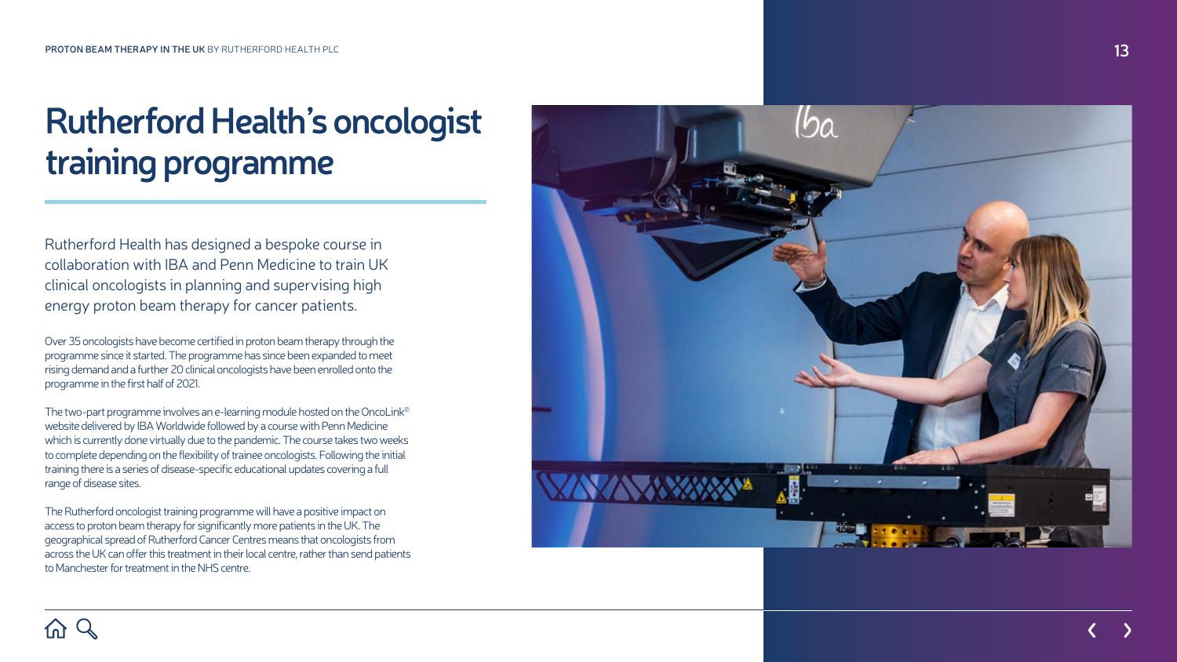# Rutherford Health's oncologist training programme

Rutherford Health has designed a bespoke course in collaboration with IBA and Penn Medicine to train UK clinical oncologists in planning and supervising high energy proton beam therapy for cancer patients.

Over 35 oncologists have become certified in proton beam therapy through the programme since it started. The programme has since been expanded to meet rising demand and a further 20 clinical oncologists have been enrolled onto the programme in the first half of 2021.

The two-part programme involves an e-learning module hosted on the OncoLink® website delivered by IBA Worldwide followed by a course with Penn Medicine which is currently done virtually due to the pandemic. The course takes two weeks to complete depending on the flexibility of trainee oncologists. Following the initial training there is a series of disease-specific educational updates covering a full range of disease sites.

The Rutherford oncologist training programme will have a positive impact on access to proton beam therapy for significantly more patients in the UK. The geographical spread of Rutherford Cancer Centres means that oncologists from across the UK can offer this treatment in their local centre, rather than send patients to Manchester for treatment in the NHS centre.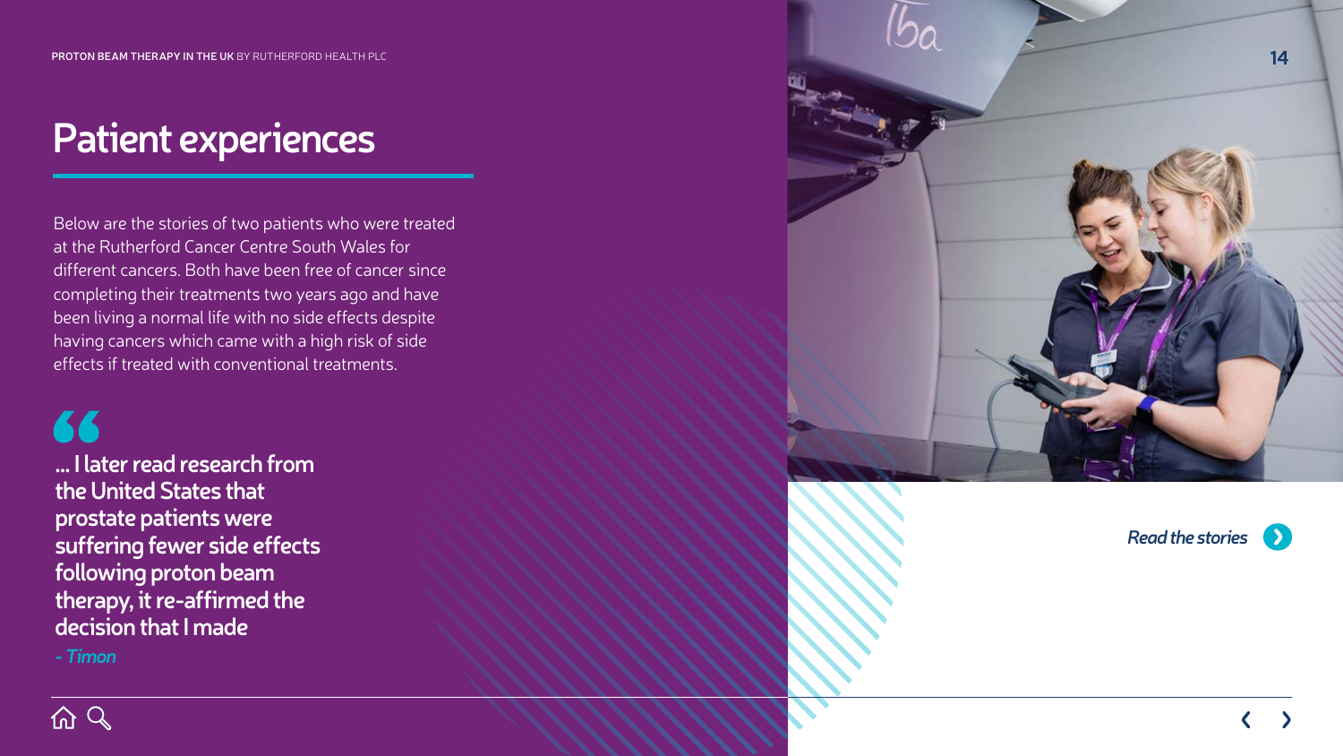# Patient experiences

Below are the stories of two patients who were treated at the Rutherford Cancer Centre South Wales for different cancers. Both have been free of cancer since completing their treatments two years ago and have been living a normal life with no side effects despite having cancers which came with a high risk of side effects if treated with conventional treatments.

> **... I later read research from the United States that prostate patients were suffering fewer side effects following proton beam therapy, it re-affirmed the decision that I made**
>
> *- Timon*

*Read the stories*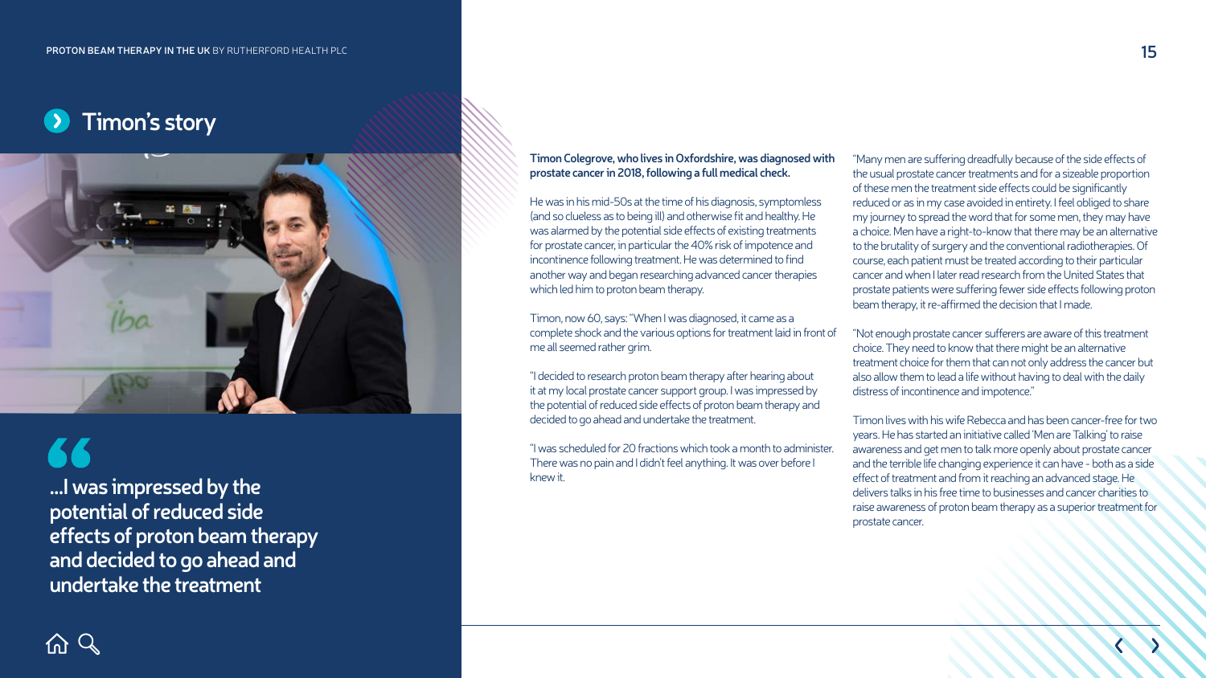## Timon's story

> ...I was impressed by the potential of reduced side effects of proton beam therapy and decided to go ahead and undertake the treatment

**Timon Colegrove, who lives in Oxfordshire, was diagnosed with prostate cancer in 2018, following a full medical check.**

He was in his mid-50s at the time of his diagnosis, symptomless (and so clueless as to being ill) and otherwise fit and healthy. He was alarmed by the potential side effects of existing treatments for prostate cancer, in particular the 40% risk of impotence and incontinence following treatment. He was determined to find another way and began researching advanced cancer therapies which led him to proton beam therapy.

Timon, now 60, says: "When I was diagnosed, it came as a complete shock and the various options for treatment laid in front of me all seemed rather grim.

"I decided to research proton beam therapy after hearing about it at my local prostate cancer support group. I was impressed by the potential of reduced side effects of proton beam therapy and decided to go ahead and undertake the treatment.

"I was scheduled for 20 fractions which took a month to administer. There was no pain and I didn't feel anything. It was over before I knew it.

"Many men are suffering dreadfully because of the side effects of the usual prostate cancer treatments and for a sizeable proportion of these men the treatment side effects could be significantly reduced or as in my case avoided in entirety. I feel obliged to share my journey to spread the word that for some men, they may have a choice. Men have a right-to-know that there may be an alternative to the brutality of surgery and the conventional radiotherapies. Of course, each patient must be treated according to their particular cancer and when I later read research from the United States that prostate patients were suffering fewer side effects following proton beam therapy, it re-affirmed the decision that I made.

"Not enough prostate cancer sufferers are aware of this treatment choice. They need to know that there might be an alternative treatment choice for them that can not only address the cancer but also allow them to lead a life without having to deal with the daily distress of incontinence and impotence."

Timon lives with his wife Rebecca and has been cancer-free for two years. He has started an initiative called 'Men are Talking' to raise awareness and get men to talk more openly about prostate cancer and the terrible life changing experience it can have - both as a side effect of treatment and from it reaching an advanced stage. He delivers talks in his free time to businesses and cancer charities to raise awareness of proton beam therapy as a superior treatment for prostate cancer.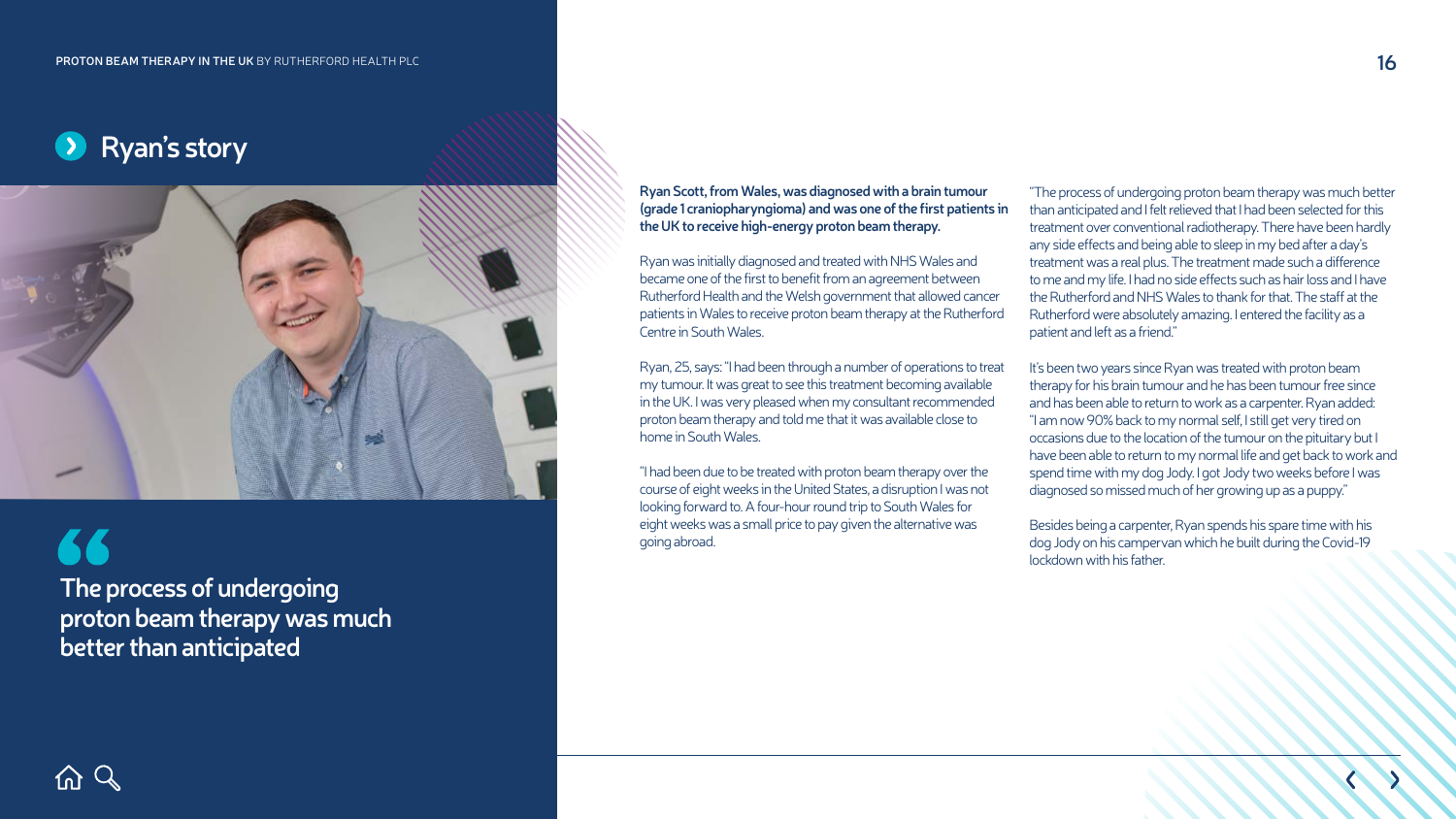## Ryan's story

> **The process of undergoing proton beam therapy was much better than anticipated**

**Ryan Scott, from Wales, was diagnosed with a brain tumour (grade 1 craniopharyngioma) and was one of the first patients in the UK to receive high-energy proton beam therapy.**

Ryan was initially diagnosed and treated with NHS Wales and became one of the first to benefit from an agreement between Rutherford Health and the Welsh government that allowed cancer patients in Wales to receive proton beam therapy at the Rutherford Centre in South Wales.

Ryan, 25, says: "I had been through a number of operations to treat my tumour. It was great to see this treatment becoming available in the UK. I was very pleased when my consultant recommended proton beam therapy and told me that it was available close to home in South Wales.

"I had been due to be treated with proton beam therapy over the course of eight weeks in the United States, a disruption I was not looking forward to. A four-hour round trip to South Wales for eight weeks was a small price to pay given the alternative was going abroad.

"The process of undergoing proton beam therapy was much better than anticipated and I felt relieved that I had been selected for this treatment over conventional radiotherapy. There have been hardly any side effects and being able to sleep in my bed after a day's treatment was a real plus. The treatment made such a difference to me and my life. I had no side effects such as hair loss and I have the Rutherford and NHS Wales to thank for that. The staff at the Rutherford were absolutely amazing. I entered the facility as a patient and left as a friend."

It's been two years since Ryan was treated with proton beam therapy for his brain tumour and he has been tumour free since and has been able to return to work as a carpenter. Ryan added: "I am now 90% back to my normal self, I still get very tired on occasions due to the location of the tumour on the pituitary but I have been able to return to my normal life and get back to work and spend time with my dog Jody. I got Jody two weeks before I was diagnosed so missed much of her growing up as a puppy."

Besides being a carpenter, Ryan spends his spare time with his dog Jody on his campervan which he built during the Covid-19 lockdown with his father.